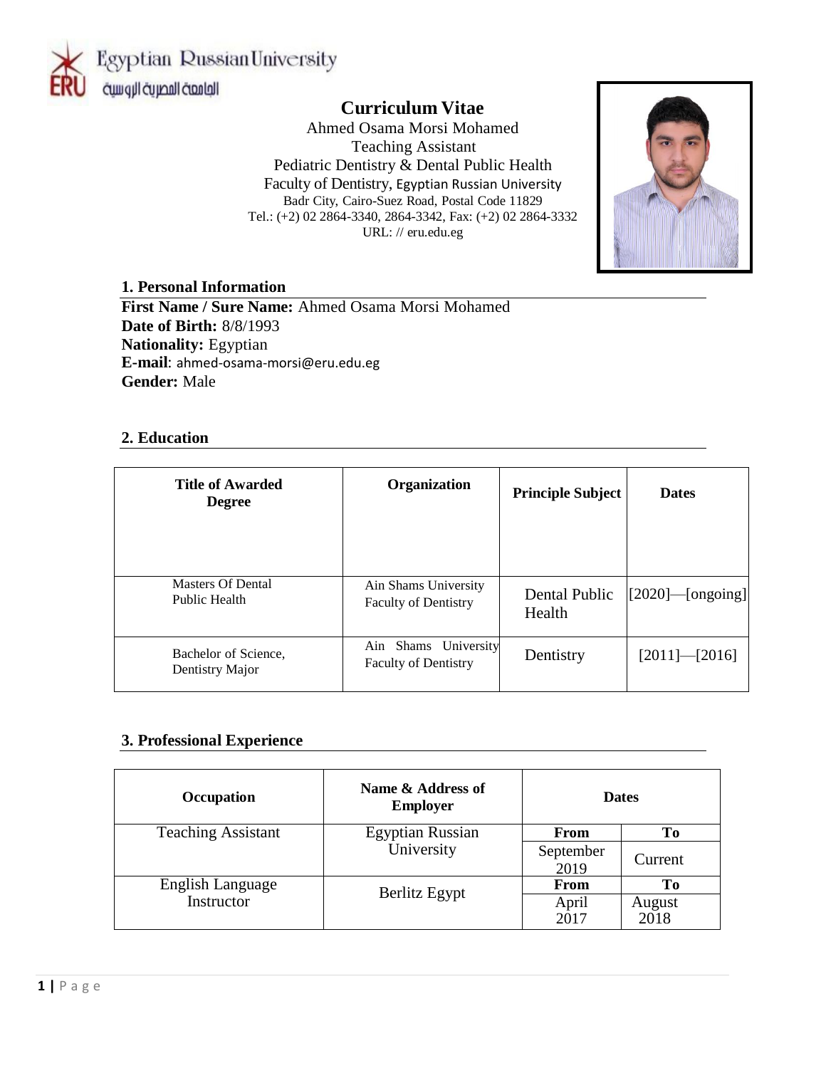Egyptian Russian University
الجامعة المصرية الروسية

# Curriculum Vitae

Ahmed Osama Morsi Mohamed
Teaching Assistant
Pediatric Dentistry & Dental Public Health
Faculty of Dentistry, Egyptian Russian University
Badr City, Cairo-Suez Road, Postal Code 11829
Tel.: (+2) 02 2864-3340, 2864-3342, Fax: (+2) 02 2864-3332
URL: // eru.edu.eg

## 1. Personal Information

**First Name / Sure Name:** Ahmed Osama Morsi Mohamed
**Date of Birth:** 8/8/1993
**Nationality:** Egyptian
**E-mail**: ahmed-osama-morsi@eru.edu.eg
**Gender:** Male

## 2. Education

| Title of Awarded Degree | Organization | Principle Subject | Dates |
|---|---|---|---|
| Masters Of Dental Public Health | Ain Shams University Faculty of Dentistry | Dental Public Health | [2020]—[ongoing] |
| Bachelor of Science, Dentistry Major | Ain Shams University Faculty of Dentistry | Dentistry | [2011]—[2016] |

## 3. Professional Experience

| Occupation | Name & Address of Employer | Dates | |
|---|---|---|---|
| | | From | To |
| Teaching Assistant | Egyptian Russian University | September 2019 | Current |
| English Language Instructor | Berlitz Egypt | April 2017 | August 2018 |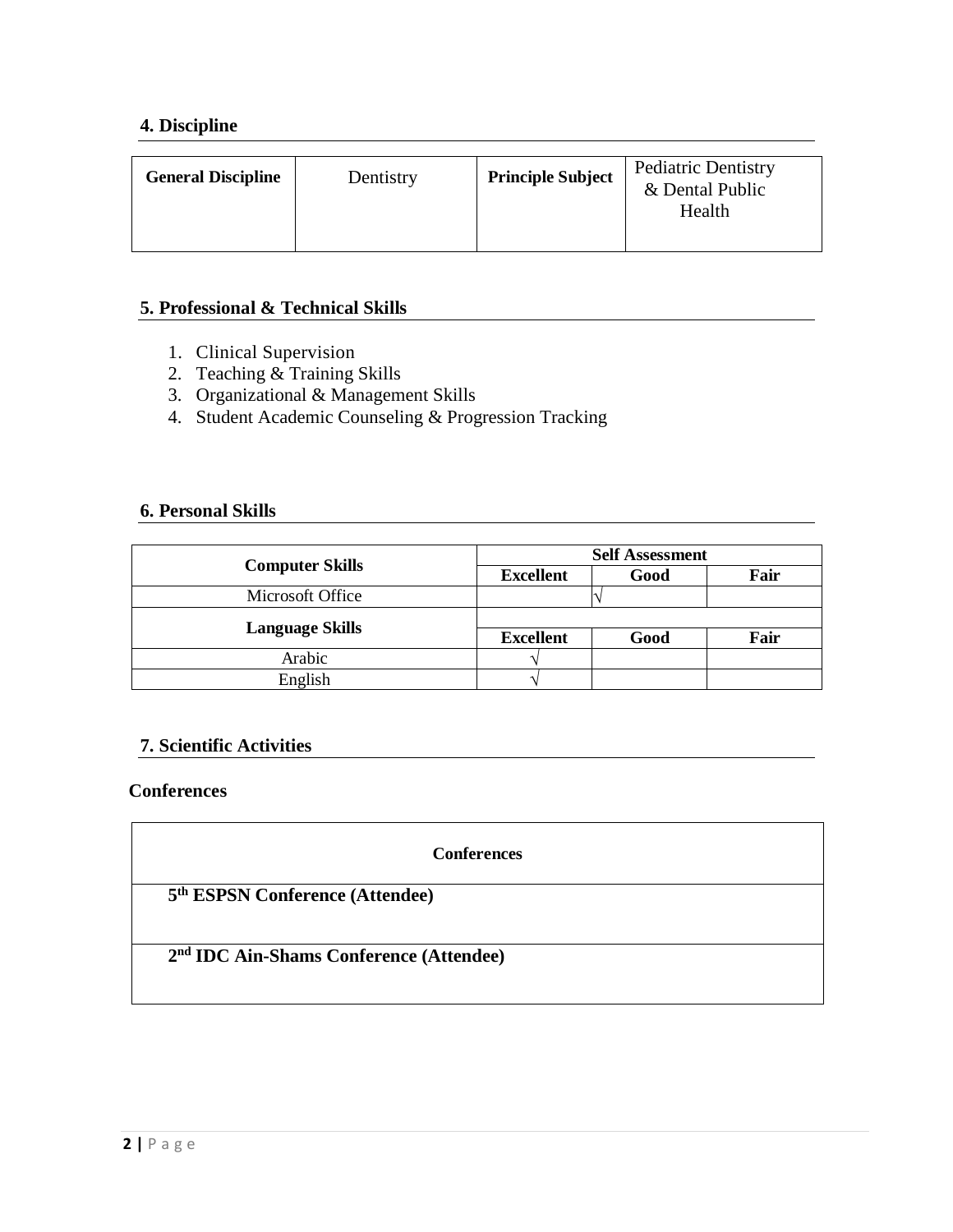## 4. Discipline

| | | | |
|---|---|---|---|
| **General Discipline** | Dentistry | **Principle Subject** | Pediatric Dentistry & Dental Public Health |

## 5. Professional & Technical Skills

1. Clinical Supervision
2. Teaching & Training Skills
3. Organizational & Management Skills
4. Student Academic Counseling & Progression Tracking

## 6. Personal Skills

| **Computer Skills** | **Self Assessment** | | |
|---|---|---|---|
| | **Excellent** | **Good** | **Fair** |
| Microsoft Office | | √ | |
| **Language Skills** | | | |
| | **Excellent** | **Good** | **Fair** |
| Arabic | √ | | |
| English | √ | | |

## 7. Scientific Activities

### Conferences

| **Conferences** |
|---|
| **5th ESPSN Conference (Attendee)** |
| **2nd IDC Ain-Shams Conference (Attendee)** |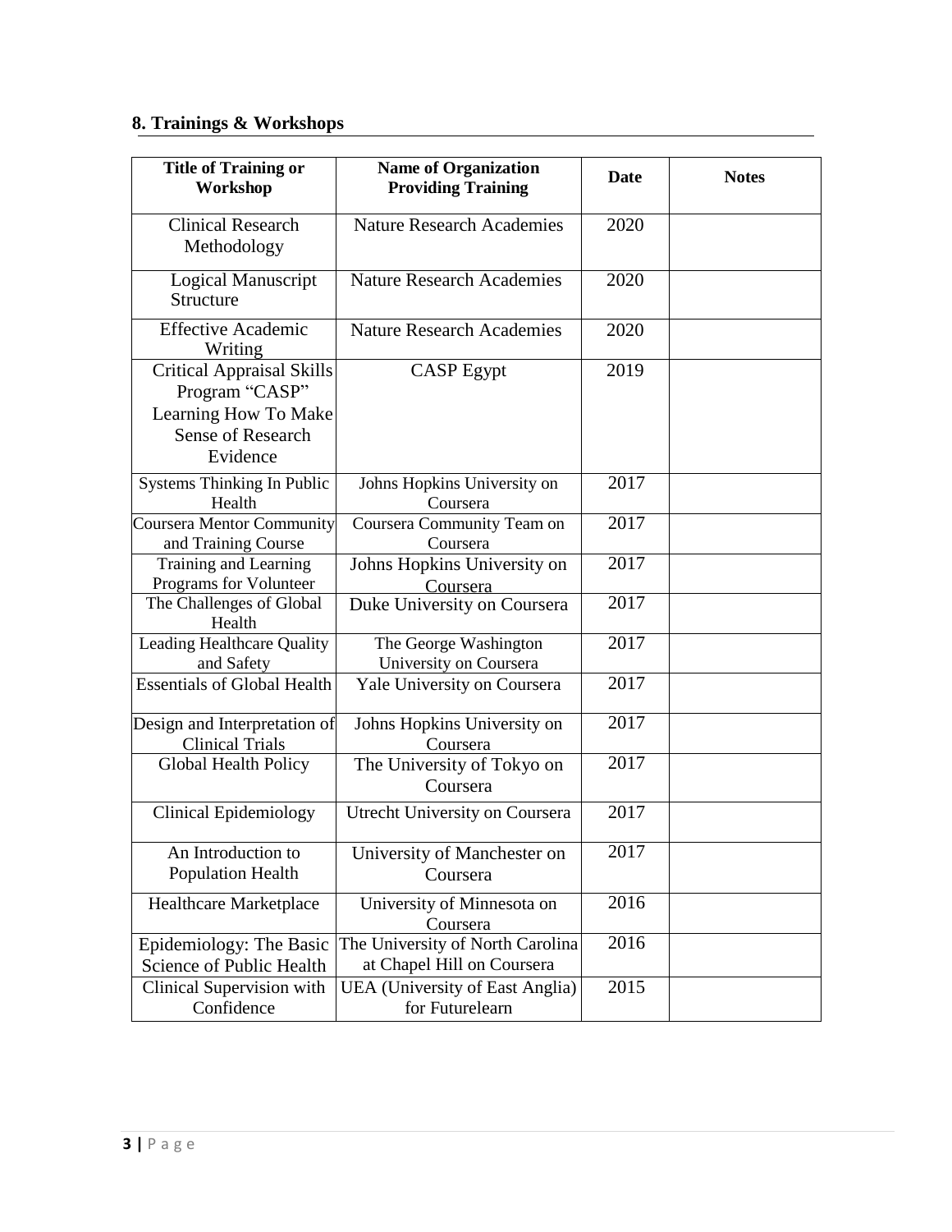## 8. Trainings & Workshops

| Title of Training or Workshop | Name of Organization Providing Training | Date | Notes |
|---|---|---|---|
| Clinical Research Methodology | Nature Research Academies | 2020 | |
| Logical Manuscript Structure | Nature Research Academies | 2020 | |
| Effective Academic Writing | Nature Research Academies | 2020 | |
| Critical Appraisal Skills Program "CASP" Learning How To Make Sense of Research Evidence | CASP Egypt | 2019 | |
| Systems Thinking In Public Health | Johns Hopkins University on Coursera | 2017 | |
| Coursera Mentor Community and Training Course | Coursera Community Team on Coursera | 2017 | |
| Training and Learning Programs for Volunteer | Johns Hopkins University on Coursera | 2017 | |
| The Challenges of Global Health | Duke University on Coursera | 2017 | |
| Leading Healthcare Quality and Safety | The George Washington University on Coursera | 2017 | |
| Essentials of Global Health | Yale University on Coursera | 2017 | |
| Design and Interpretation of Clinical Trials | Johns Hopkins University on Coursera | 2017 | |
| Global Health Policy | The University of Tokyo on Coursera | 2017 | |
| Clinical Epidemiology | Utrecht University on Coursera | 2017 | |
| An Introduction to Population Health | University of Manchester on Coursera | 2017 | |
| Healthcare Marketplace | University of Minnesota on Coursera | 2016 | |
| Epidemiology: The Basic Science of Public Health | The University of North Carolina at Chapel Hill on Coursera | 2016 | |
| Clinical Supervision with Confidence | UEA (University of East Anglia) for Futurelearn | 2015 | |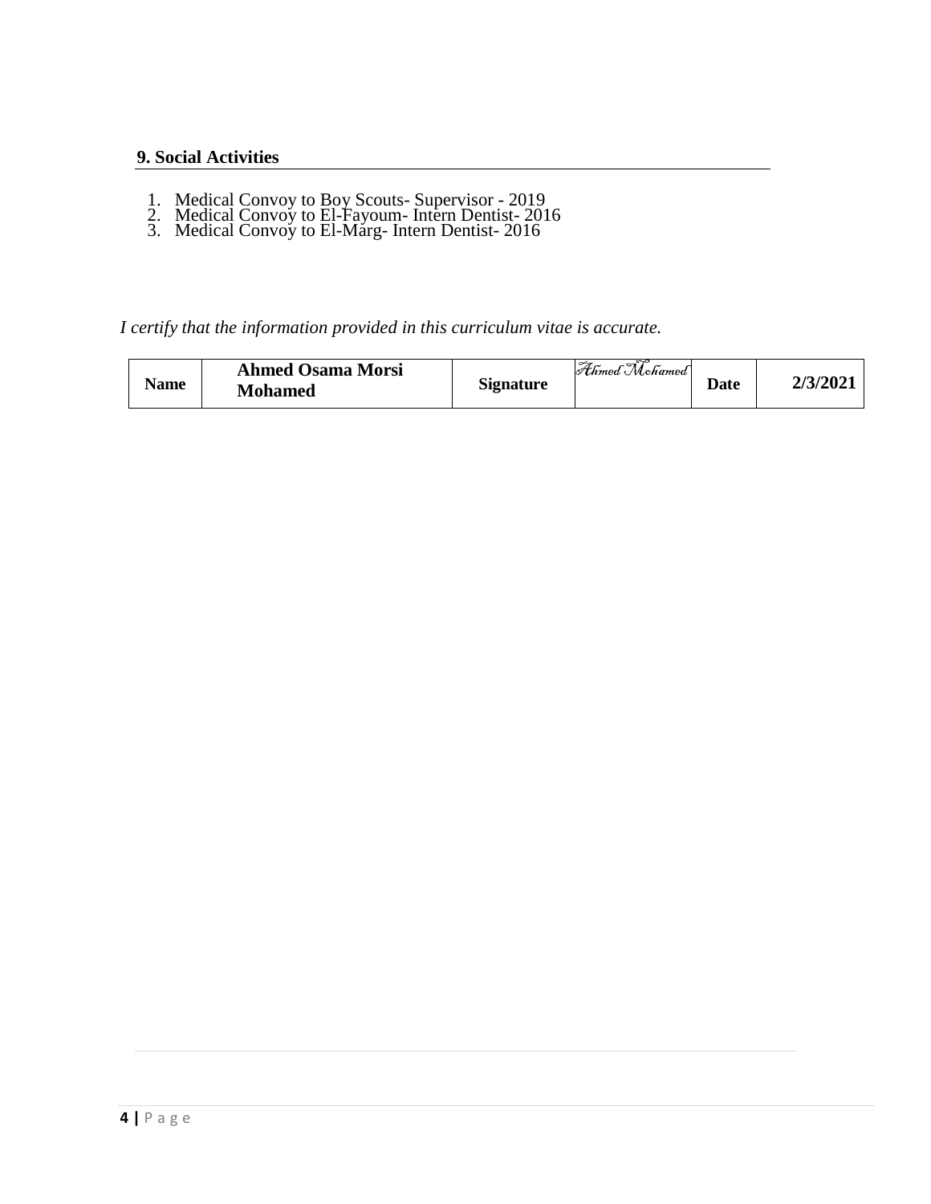### 9. Social Activities

1. Medical Convoy to Boy Scouts- Supervisor - 2019
2. Medical Convoy to El-Fayoum- Intern Dentist- 2016
3. Medical Convoy to El-Marg- Intern Dentist- 2016

*I certify that the information provided in this curriculum vitae is accurate.*

| | | | | | |
|---|---|---|---|---|---|
| **Name** | **Ahmed Osama Morsi Mohamed** | **Signature** | Ahmed Mohamed | **Date** | **2/3/2021** |